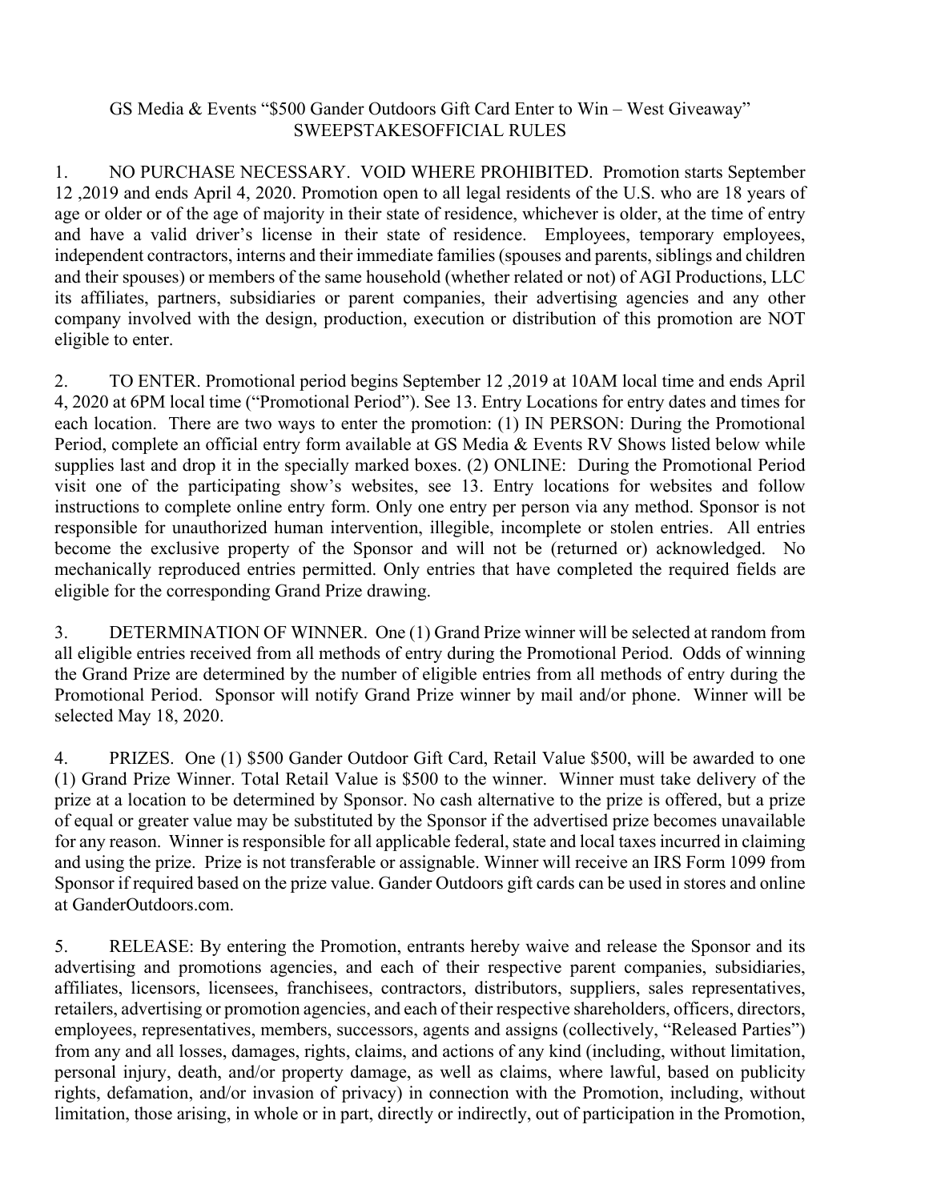# GS Media & Events "$500 Gander Outdoors Gift Card Enter to Win – West Giveaway" SWEEPSTAKESOFFICIAL RULES

1. NO PURCHASE NECESSARY. VOID WHERE PROHIBITED. Promotion starts September 12 ,2019 and ends April 4, 2020. Promotion open to all legal residents of the U.S. who are 18 years of age or older or of the age of majority in their state of residence, whichever is older, at the time of entry and have a valid driver's license in their state of residence. Employees, temporary employees, independent contractors, interns and their immediate families (spouses and parents, siblings and children and their spouses) or members of the same household (whether related or not) of AGI Productions, LLC its affiliates, partners, subsidiaries or parent companies, their advertising agencies and any other company involved with the design, production, execution or distribution of this promotion are NOT eligible to enter.

2. TO ENTER. Promotional period begins September 12 ,2019 at 10AM local time and ends April 4, 2020 at 6PM local time ("Promotional Period"). See 13. Entry Locations for entry dates and times for each location. There are two ways to enter the promotion: (1) IN PERSON: During the Promotional Period, complete an official entry form available at GS Media & Events RV Shows listed below while supplies last and drop it in the specially marked boxes. (2) ONLINE: During the Promotional Period visit one of the participating show's websites, see 13. Entry locations for websites and follow instructions to complete online entry form. Only one entry per person via any method. Sponsor is not responsible for unauthorized human intervention, illegible, incomplete or stolen entries. All entries become the exclusive property of the Sponsor and will not be (returned or) acknowledged. No mechanically reproduced entries permitted. Only entries that have completed the required fields are eligible for the corresponding Grand Prize drawing.

3. DETERMINATION OF WINNER. One (1) Grand Prize winner will be selected at random from all eligible entries received from all methods of entry during the Promotional Period. Odds of winning the Grand Prize are determined by the number of eligible entries from all methods of entry during the Promotional Period. Sponsor will notify Grand Prize winner by mail and/or phone. Winner will be selected May 18, 2020.

4. PRIZES. One (1) $500 Gander Outdoor Gift Card, Retail Value $500, will be awarded to one (1) Grand Prize Winner. Total Retail Value is $500 to the winner. Winner must take delivery of the prize at a location to be determined by Sponsor. No cash alternative to the prize is offered, but a prize of equal or greater value may be substituted by the Sponsor if the advertised prize becomes unavailable for any reason. Winner is responsible for all applicable federal, state and local taxes incurred in claiming and using the prize. Prize is not transferable or assignable. Winner will receive an IRS Form 1099 from Sponsor if required based on the prize value. Gander Outdoors gift cards can be used in stores and online at GanderOutdoors.com.

5. RELEASE: By entering the Promotion, entrants hereby waive and release the Sponsor and its advertising and promotions agencies, and each of their respective parent companies, subsidiaries, affiliates, licensors, licensees, franchisees, contractors, distributors, suppliers, sales representatives, retailers, advertising or promotion agencies, and each of their respective shareholders, officers, directors, employees, representatives, members, successors, agents and assigns (collectively, "Released Parties") from any and all losses, damages, rights, claims, and actions of any kind (including, without limitation, personal injury, death, and/or property damage, as well as claims, where lawful, based on publicity rights, defamation, and/or invasion of privacy) in connection with the Promotion, including, without limitation, those arising, in whole or in part, directly or indirectly, out of participation in the Promotion,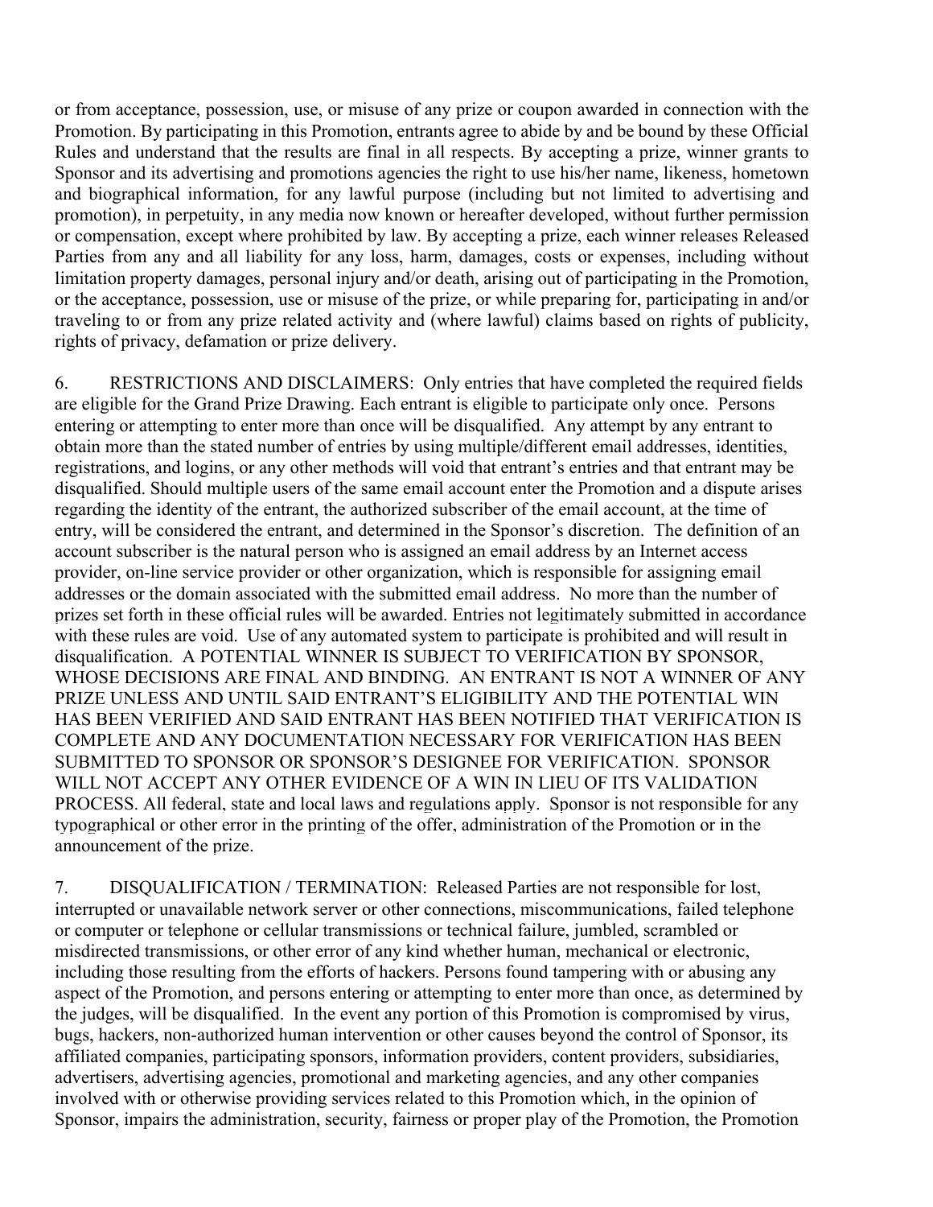or from acceptance, possession, use, or misuse of any prize or coupon awarded in connection with the Promotion. By participating in this Promotion, entrants agree to abide by and be bound by these Official Rules and understand that the results are final in all respects. By accepting a prize, winner grants to Sponsor and its advertising and promotions agencies the right to use his/her name, likeness, hometown and biographical information, for any lawful purpose (including but not limited to advertising and promotion), in perpetuity, in any media now known or hereafter developed, without further permission or compensation, except where prohibited by law. By accepting a prize, each winner releases Released Parties from any and all liability for any loss, harm, damages, costs or expenses, including without limitation property damages, personal injury and/or death, arising out of participating in the Promotion, or the acceptance, possession, use or misuse of the prize, or while preparing for, participating in and/or traveling to or from any prize related activity and (where lawful) claims based on rights of publicity, rights of privacy, defamation or prize delivery.

6. RESTRICTIONS AND DISCLAIMERS: Only entries that have completed the required fields are eligible for the Grand Prize Drawing. Each entrant is eligible to participate only once. Persons entering or attempting to enter more than once will be disqualified. Any attempt by any entrant to obtain more than the stated number of entries by using multiple/different email addresses, identities, registrations, and logins, or any other methods will void that entrant's entries and that entrant may be disqualified. Should multiple users of the same email account enter the Promotion and a dispute arises regarding the identity of the entrant, the authorized subscriber of the email account, at the time of entry, will be considered the entrant, and determined in the Sponsor's discretion. The definition of an account subscriber is the natural person who is assigned an email address by an Internet access provider, on-line service provider or other organization, which is responsible for assigning email addresses or the domain associated with the submitted email address. No more than the number of prizes set forth in these official rules will be awarded. Entries not legitimately submitted in accordance with these rules are void. Use of any automated system to participate is prohibited and will result in disqualification. A POTENTIAL WINNER IS SUBJECT TO VERIFICATION BY SPONSOR, WHOSE DECISIONS ARE FINAL AND BINDING. AN ENTRANT IS NOT A WINNER OF ANY PRIZE UNLESS AND UNTIL SAID ENTRANT'S ELIGIBILITY AND THE POTENTIAL WIN HAS BEEN VERIFIED AND SAID ENTRANT HAS BEEN NOTIFIED THAT VERIFICATION IS COMPLETE AND ANY DOCUMENTATION NECESSARY FOR VERIFICATION HAS BEEN SUBMITTED TO SPONSOR OR SPONSOR'S DESIGNEE FOR VERIFICATION. SPONSOR WILL NOT ACCEPT ANY OTHER EVIDENCE OF A WIN IN LIEU OF ITS VALIDATION PROCESS. All federal, state and local laws and regulations apply. Sponsor is not responsible for any typographical or other error in the printing of the offer, administration of the Promotion or in the announcement of the prize.

7. DISQUALIFICATION / TERMINATION: Released Parties are not responsible for lost, interrupted or unavailable network server or other connections, miscommunications, failed telephone or computer or telephone or cellular transmissions or technical failure, jumbled, scrambled or misdirected transmissions, or other error of any kind whether human, mechanical or electronic, including those resulting from the efforts of hackers. Persons found tampering with or abusing any aspect of the Promotion, and persons entering or attempting to enter more than once, as determined by the judges, will be disqualified. In the event any portion of this Promotion is compromised by virus, bugs, hackers, non-authorized human intervention or other causes beyond the control of Sponsor, its affiliated companies, participating sponsors, information providers, content providers, subsidiaries, advertisers, advertising agencies, promotional and marketing agencies, and any other companies involved with or otherwise providing services related to this Promotion which, in the opinion of Sponsor, impairs the administration, security, fairness or proper play of the Promotion, the Promotion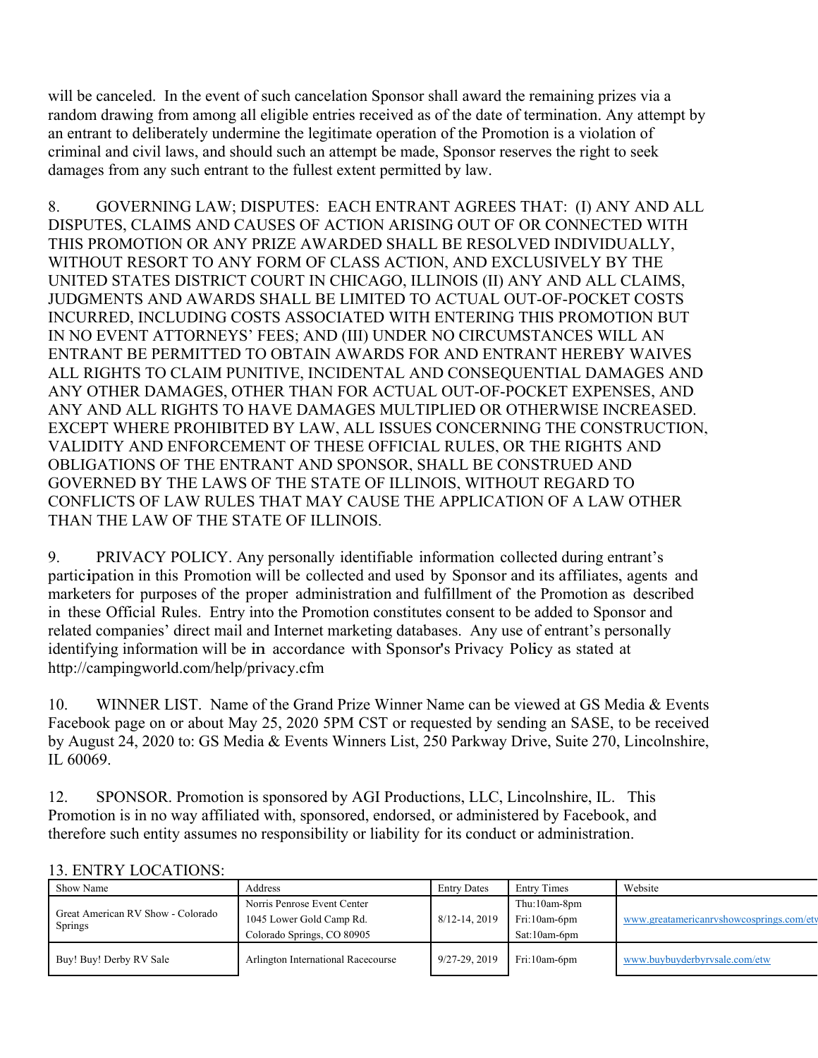will be canceled. In the event of such cancelation Sponsor shall award the remaining prizes via a random drawing from among all eligible entries received as of the date of termination. Any attempt by an entrant to deliberately undermine the legitimate operation of the Promotion is a violation of criminal and civil laws, and should such an attempt be made, Sponsor reserves the right to seek damages from any such entrant to the fullest extent permitted by law.

8. GOVERNING LAW; DISPUTES: EACH ENTRANT AGREES THAT: (I) ANY AND ALL DISPUTES, CLAIMS AND CAUSES OF ACTION ARISING OUT OF OR CONNECTED WITH THIS PROMOTION OR ANY PRIZE AWARDED SHALL BE RESOLVED INDIVIDUALLY, WITHOUT RESORT TO ANY FORM OF CLASS ACTION, AND EXCLUSIVELY BY THE UNITED STATES DISTRICT COURT IN CHICAGO, ILLINOIS (II) ANY AND ALL CLAIMS, JUDGMENTS AND AWARDS SHALL BE LIMITED TO ACTUAL OUT-OF-POCKET COSTS INCURRED, INCLUDING COSTS ASSOCIATED WITH ENTERING THIS PROMOTION BUT IN NO EVENT ATTORNEYS' FEES; AND (III) UNDER NO CIRCUMSTANCES WILL AN ENTRANT BE PERMITTED TO OBTAIN AWARDS FOR AND ENTRANT HEREBY WAIVES ALL RIGHTS TO CLAIM PUNITIVE, INCIDENTAL AND CONSEQUENTIAL DAMAGES AND ANY OTHER DAMAGES, OTHER THAN FOR ACTUAL OUT-OF-POCKET EXPENSES, AND ANY AND ALL RIGHTS TO HAVE DAMAGES MULTIPLIED OR OTHERWISE INCREASED. EXCEPT WHERE PROHIBITED BY LAW, ALL ISSUES CONCERNING THE CONSTRUCTION, VALIDITY AND ENFORCEMENT OF THESE OFFICIAL RULES, OR THE RIGHTS AND OBLIGATIONS OF THE ENTRANT AND SPONSOR, SHALL BE CONSTRUED AND GOVERNED BY THE LAWS OF THE STATE OF ILLINOIS, WITHOUT REGARD TO CONFLICTS OF LAW RULES THAT MAY CAUSE THE APPLICATION OF A LAW OTHER THAN THE LAW OF THE STATE OF ILLINOIS.

9. PRIVACY POLICY. Any personally identifiable information collected during entrant's participation in this Promotion will be collected and used by Sponsor and its affiliates, agents and marketers for purposes of the proper administration and fulfillment of the Promotion as described in these Official Rules. Entry into the Promotion constitutes consent to be added to Sponsor and related companies' direct mail and Internet marketing databases. Any use of entrant's personally identifying information will be in accordance with Sponsor's Privacy Policy as stated at http://campingworld.com/help/privacy.cfm

10. WINNER LIST. Name of the Grand Prize Winner Name can be viewed at GS Media & Events Facebook page on or about May 25, 2020 5PM CST or requested by sending an SASE, to be received by August 24, 2020 to: GS Media & Events Winners List, 250 Parkway Drive, Suite 270, Lincolnshire, IL 60069.

12. SPONSOR. Promotion is sponsored by AGI Productions, LLC, Lincolnshire, IL. This Promotion is in no way affiliated with, sponsored, endorsed, or administered by Facebook, and therefore such entity assumes no responsibility or liability for its conduct or administration.

13. ENTRY LOCATIONS:

| Show Name | Address | Entry Dates | Entry Times | Website |
|---|---|---|---|---|
| Great American RV Show - Colorado Springs | Norris Penrose Event Center<br>1045 Lower Gold Camp Rd.<br>Colorado Springs, CO 80905 | 8/12-14, 2019 | Thu:10am-8pm<br>Fri:10am-6pm<br>Sat:10am-6pm | www.greatamericanrvshowcosprings.com/etw |
| Buy! Buy! Derby RV Sale | Arlington International Racecourse | 9/27-29, 2019 | Fri:10am-6pm | www.buybuyderbyrvsale.com/etw |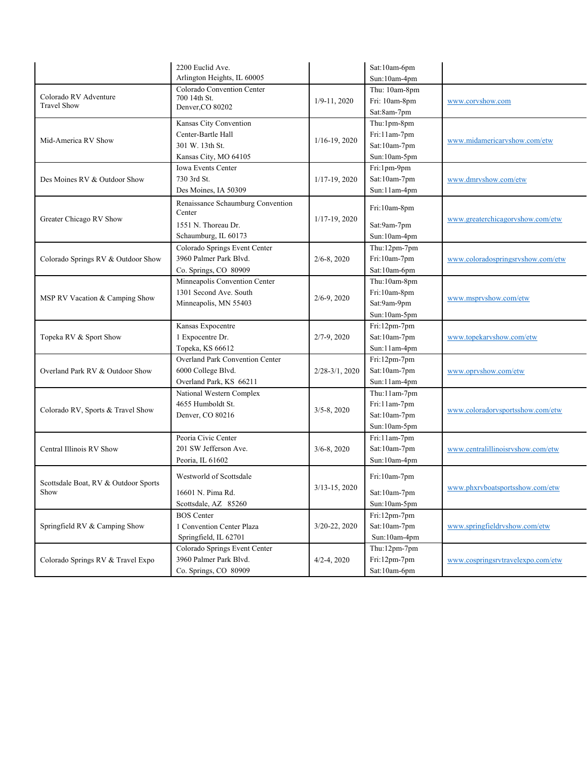| | | | | |
|---|---|---|---|---|
| | 2200 Euclid Ave.<br>Arlington Heights, IL 60005 | | Sat:10am-6pm<br>Sun:10am-4pm | |
| Colorado RV Adventure Travel Show | Colorado Convention Center<br>700 14th St.<br>Denver,CO 80202 | 1/9-11, 2020 | Thu: 10am-8pm<br>Fri: 10am-8pm<br>Sat:8am-7pm | www.corvshow.com |
| Mid-America RV Show | Kansas City Convention Center-Bartle Hall<br>301 W. 13th St.<br>Kansas City, MO 64105 | 1/16-19, 2020 | Thu:1pm-8pm<br>Fri:11am-7pm<br>Sat:10am-7pm<br>Sun:10am-5pm | www.midamericarvshow.com/etw |
| Des Moines RV & Outdoor Show | Iowa Events Center<br>730 3rd St.<br>Des Moines, IA 50309 | 1/17-19, 2020 | Fri:1pm-9pm<br>Sat:10am-7pm<br>Sun:11am-4pm | www.dmrvshow.com/etw |
| Greater Chicago RV Show | Renaissance Schaumburg Convention Center<br>1551 N. Thoreau Dr.<br>Schaumburg, IL 60173 | 1/17-19, 2020 | Fri:10am-8pm<br>Sat:9am-7pm<br>Sun:10am-4pm | www.greaterchicagorvshow.com/etw |
| Colorado Springs RV & Outdoor Show | Colorado Springs Event Center<br>3960 Palmer Park Blvd.<br>Co. Springs, CO 80909 | 2/6-8, 2020 | Thu:12pm-7pm<br>Fri:10am-7pm<br>Sat:10am-6pm | www.coloradospringsrvshow.com/etw |
| MSP RV Vacation & Camping Show | Minneapolis Convention Center<br>1301 Second Ave. South<br>Minneapolis, MN 55403 | 2/6-9, 2020 | Thu:10am-8pm<br>Fri:10am-8pm<br>Sat:9am-9pm<br>Sun:10am-5pm | www.msprvshow.com/etw |
| Topeka RV & Sport Show | Kansas Expocentre<br>1 Expocentre Dr.<br>Topeka, KS 66612 | 2/7-9, 2020 | Fri:12pm-7pm<br>Sat:10am-7pm<br>Sun:11am-4pm | www.topekarvshow.com/etw |
| Overland Park RV & Outdoor Show | Overland Park Convention Center<br>6000 College Blvd.<br>Overland Park, KS 66211 | 2/28-3/1, 2020 | Fri:12pm-7pm<br>Sat:10am-7pm<br>Sun:11am-4pm | www.oprvshow.com/etw |
| Colorado RV, Sports & Travel Show | National Western Complex<br>4655 Humboldt St.<br>Denver, CO 80216 | 3/5-8, 2020 | Thu:11am-7pm<br>Fri:11am-7pm<br>Sat:10am-7pm<br>Sun:10am-5pm | www.coloradorvsportsshow.com/etw |
| Central Illinois RV Show | Peoria Civic Center<br>201 SW Jefferson Ave.<br>Peoria, IL 61602 | 3/6-8, 2020 | Fri:11am-7pm<br>Sat:10am-7pm<br>Sun:10am-4pm | www.centralillinoisrvshow.com/etw |
| Scottsdale Boat, RV & Outdoor Sports Show | Westworld of Scottsdale<br>16601 N. Pima Rd.<br>Scottsdale, AZ 85260 | 3/13-15, 2020 | Fri:10am-7pm<br>Sat:10am-7pm<br>Sun:10am-5pm | www.phxrvboatsportsshow.com/etw |
| Springfield RV & Camping Show | BOS Center<br>1 Convention Center Plaza<br>Springfield, IL 62701 | 3/20-22, 2020 | Fri:12pm-7pm<br>Sat:10am-7pm<br>Sun:10am-4pm | www.springfieldrvshow.com/etw |
| Colorado Springs RV & Travel Expo | Colorado Springs Event Center<br>3960 Palmer Park Blvd.<br>Co. Springs, CO 80909 | 4/2-4, 2020 | Thu:12pm-7pm<br>Fri:12pm-7pm<br>Sat:10am-6pm | www.cospringsrvtravelexpo.com/etw |